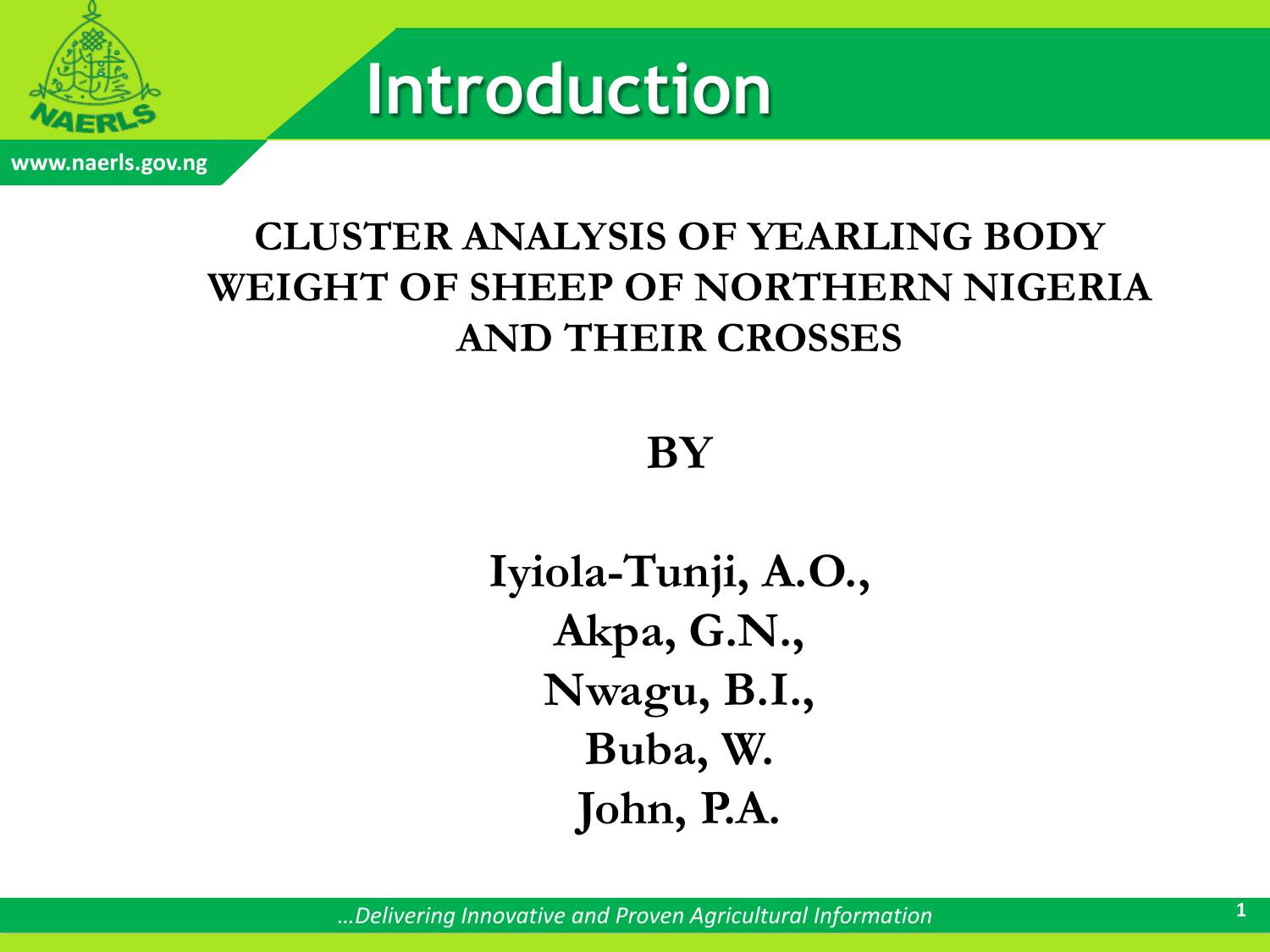# Introduction

www.naerls.gov.ng

## CLUSTER ANALYSIS OF YEARLING BODY WEIGHT OF SHEEP OF NORTHERN NIGERIA AND THEIR CROSSES

**BY**

**Iyiola-Tunji, A.O.,**
**Akpa, G.N.,**
**Nwagu, B.I.,**
**Buba, W.**
**John, P.A.**

*…Delivering Innovative and Proven Agricultural Information*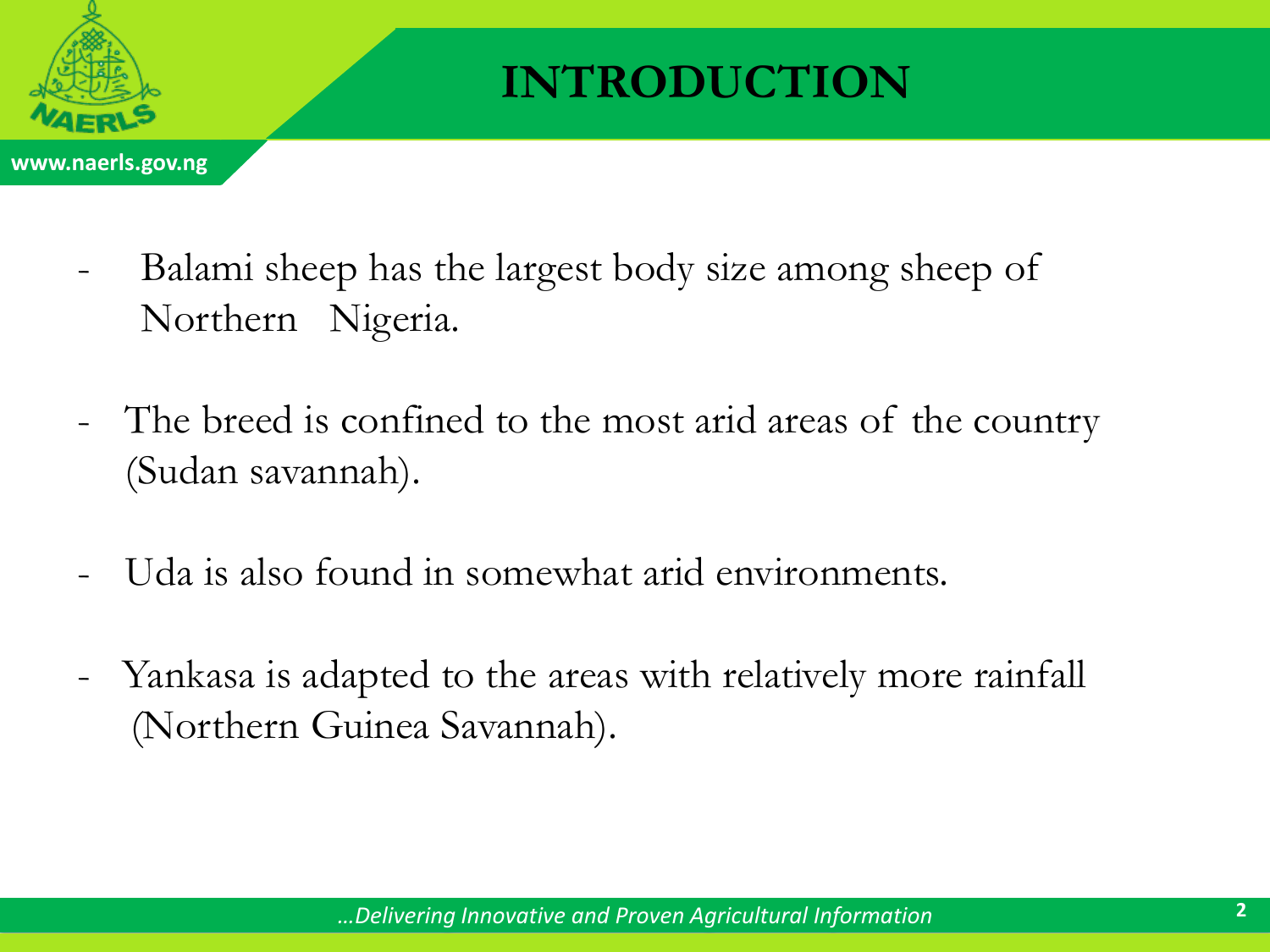# INTRODUCTION

- Balami sheep has the largest body size among sheep of Northern Nigeria.

- The breed is confined to the most arid areas of the country (Sudan savannah).

- Uda is also found in somewhat arid environments.

- Yankasa is adapted to the areas with relatively more rainfall (Northern Guinea Savannah).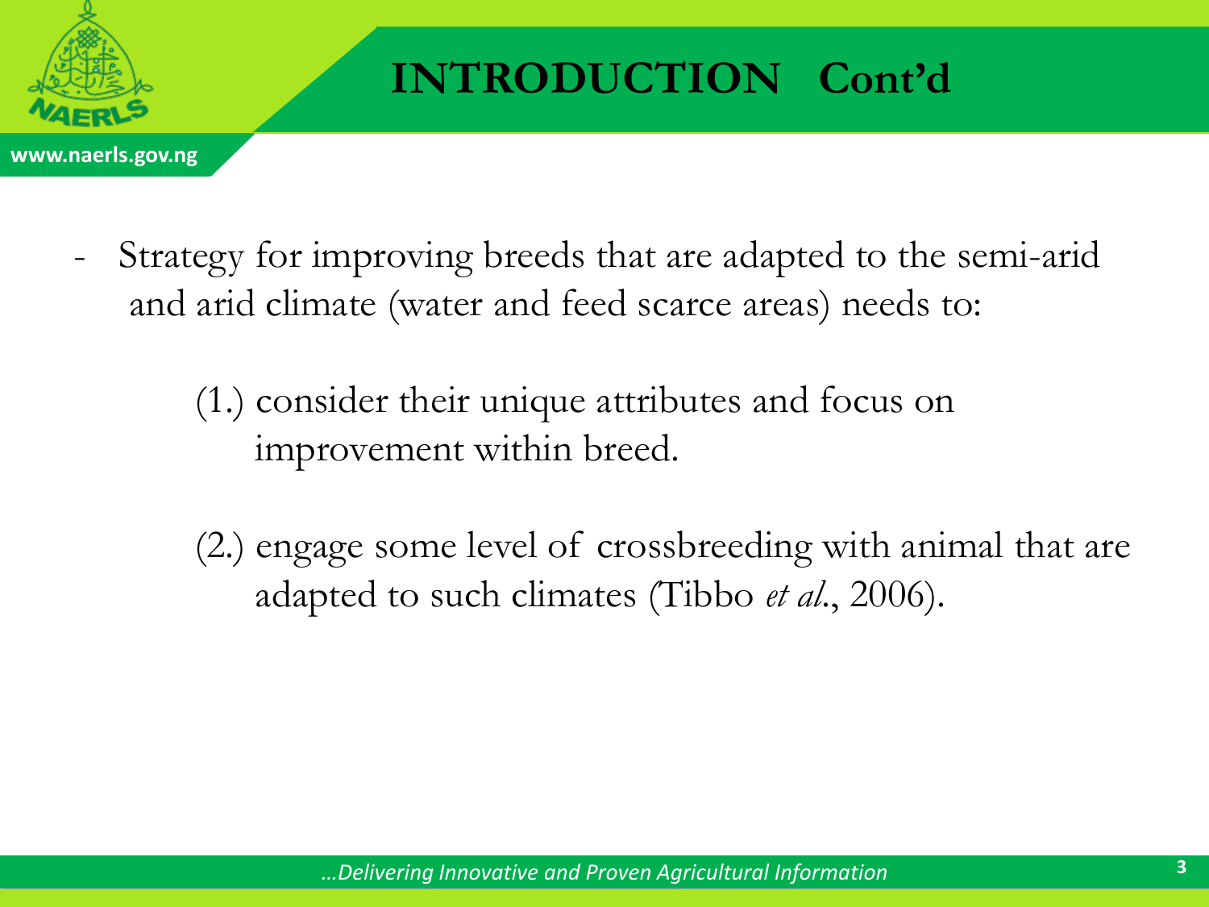# INTRODUCTION Cont'd

- Strategy for improving breeds that are adapted to the semi-arid and arid climate (water and feed scarce areas) needs to:

  (1.) consider their unique attributes and focus on improvement within breed.

  (2.) engage some level of crossbreeding with animal that are adapted to such climates (Tibbo *et al.*, 2006).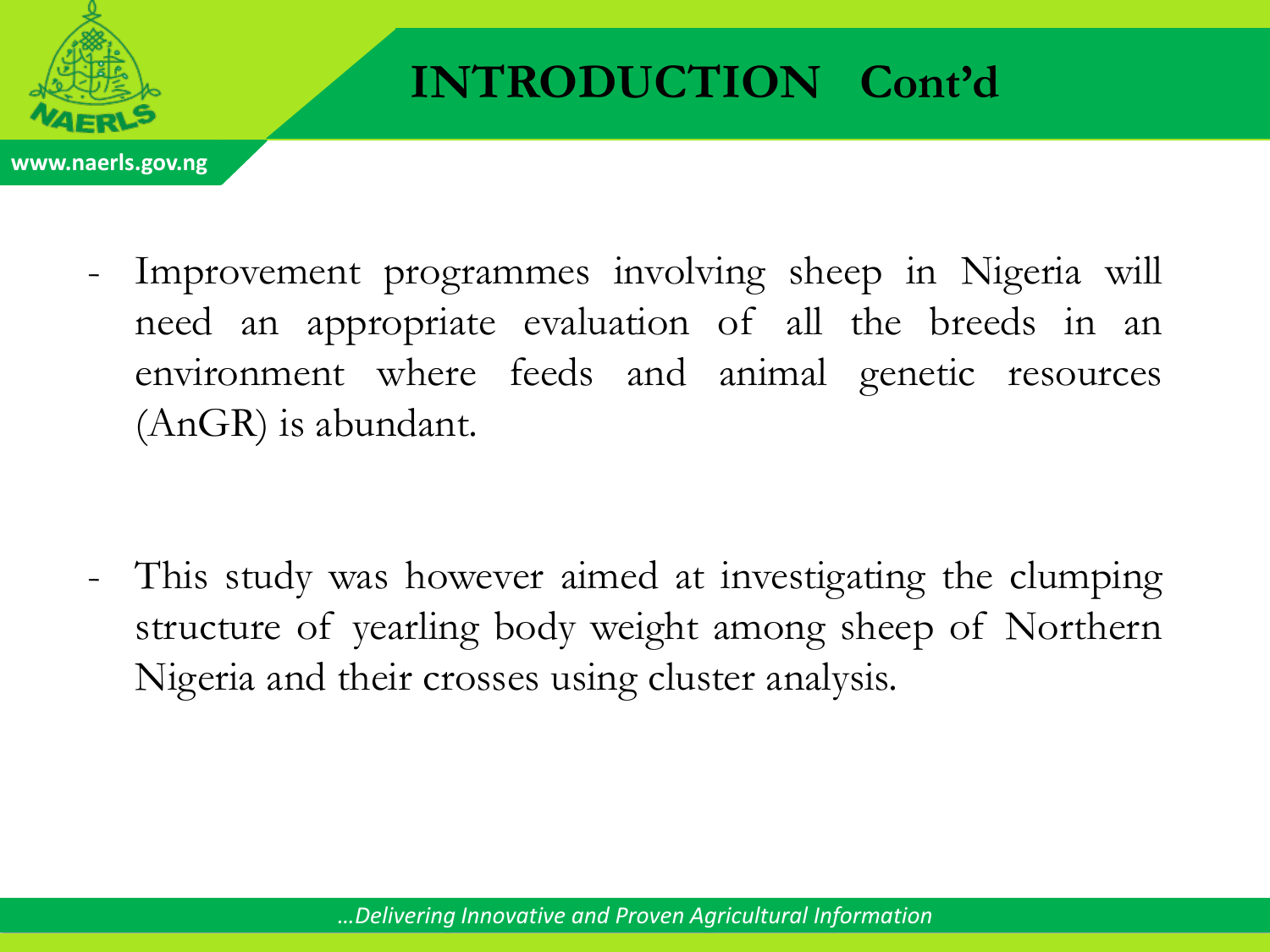# INTRODUCTION Cont'd

- Improvement programmes involving sheep in Nigeria will need an appropriate evaluation of all the breeds in an environment where feeds and animal genetic resources (AnGR) is abundant.

- This study was however aimed at investigating the clumping structure of yearling body weight among sheep of Northern Nigeria and their crosses using cluster analysis.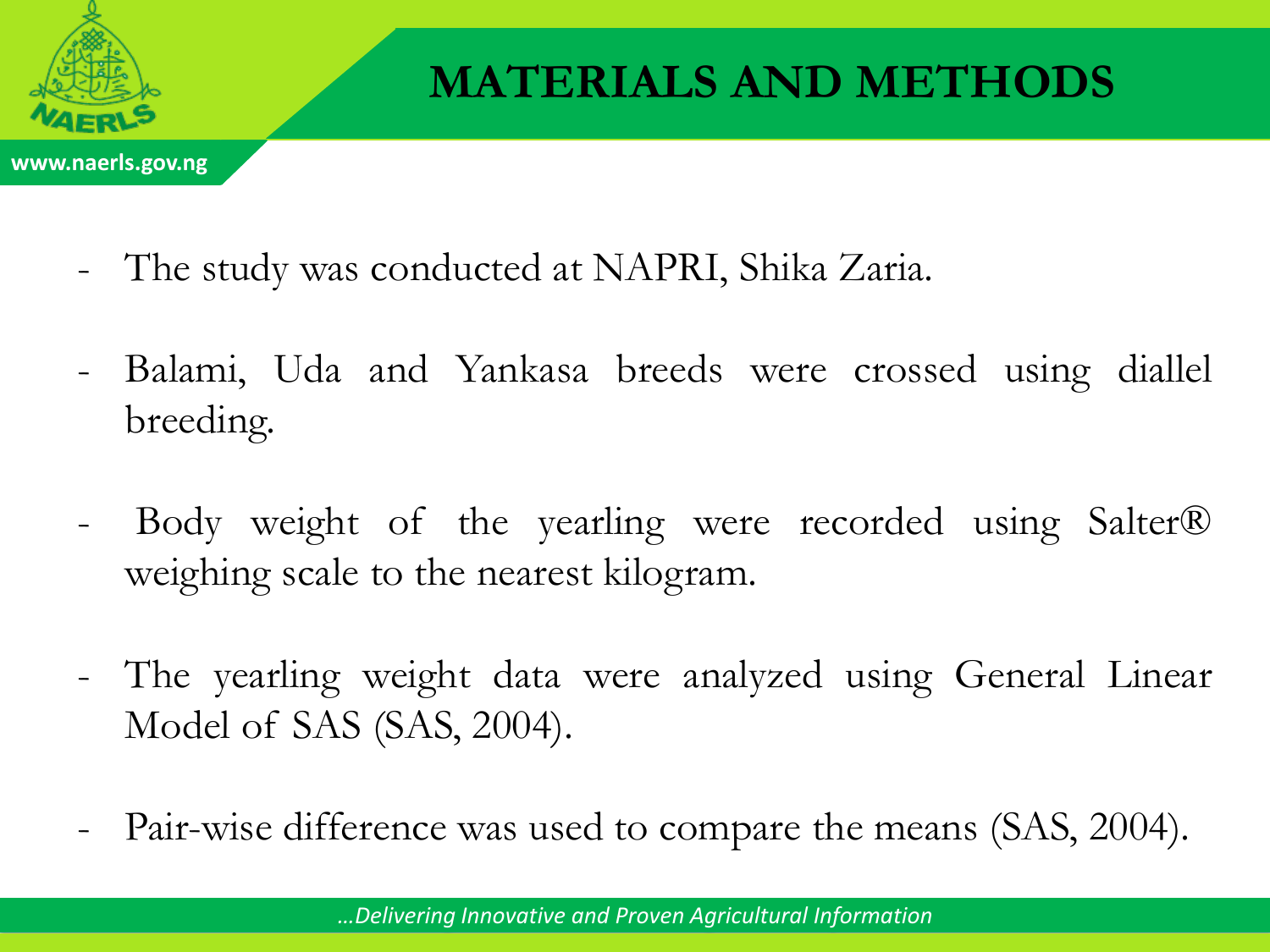# MATERIALS AND METHODS

- The study was conducted at NAPRI, Shika Zaria.
- Balami, Uda and Yankasa breeds were crossed using diallel breeding.
- Body weight of the yearling were recorded using Salter® weighing scale to the nearest kilogram.
- The yearling weight data were analyzed using General Linear Model of SAS (SAS, 2004).
- Pair-wise difference was used to compare the means (SAS, 2004).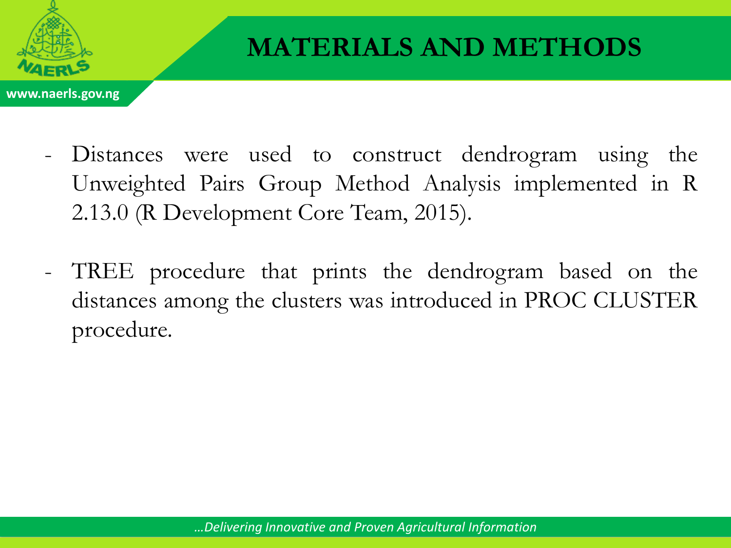# MATERIALS AND METHODS

- Distances were used to construct dendrogram using the Unweighted Pairs Group Method Analysis implemented in R 2.13.0 (R Development Core Team, 2015).

- TREE procedure that prints the dendrogram based on the distances among the clusters was introduced in PROC CLUSTER procedure.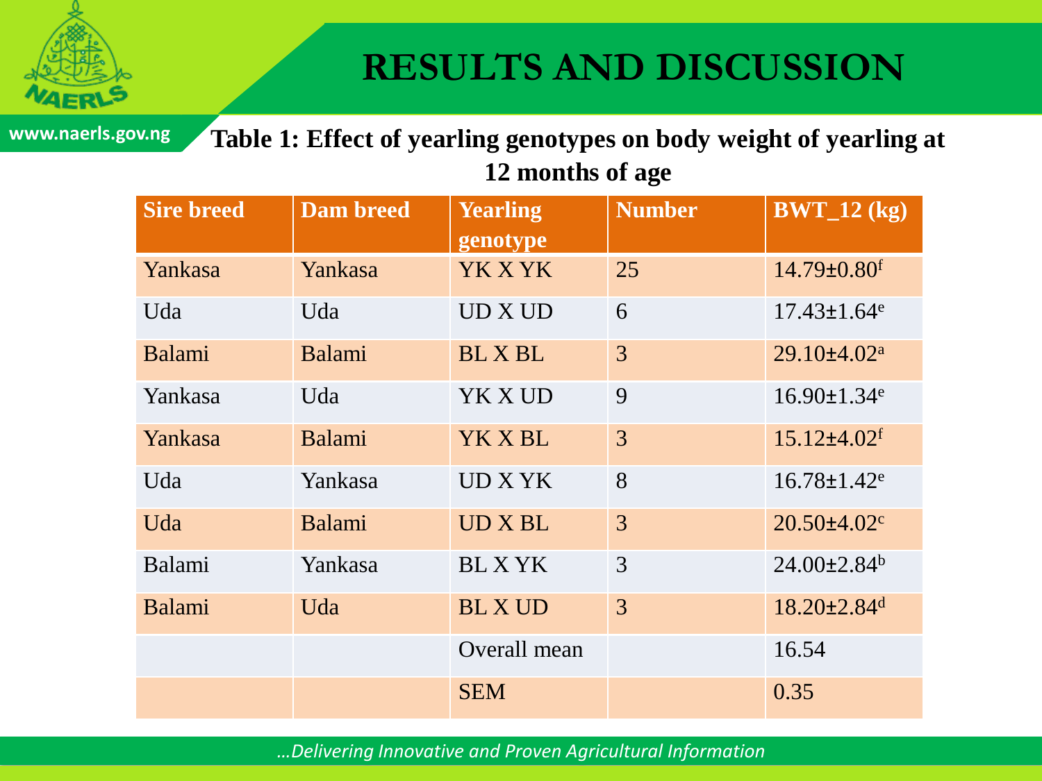# RESULTS AND DISCUSSION

**Table 1: Effect of yearling genotypes on body weight of yearling at 12 months of age**

| Sire breed | Dam breed | Yearling genotype | Number | BWT_12 (kg) |
|---|---|---|---|---|
| Yankasa | Yankasa | YK X YK | 25 | 14.79±0.80[f] |
| Uda | Uda | UD X UD | 6 | 17.43±1.64[e] |
| Balami | Balami | BL X BL | 3 | 29.10±4.02[a] |
| Yankasa | Uda | YK X UD | 9 | 16.90±1.34[e] |
| Yankasa | Balami | YK X BL | 3 | 15.12±4.02[f] |
| Uda | Yankasa | UD X YK | 8 | 16.78±1.42[e] |
| Uda | Balami | UD X BL | 3 | 20.50±4.02[c] |
| Balami | Yankasa | BL X YK | 3 | 24.00±2.84[b] |
| Balami | Uda | BL X UD | 3 | 18.20±2.84[d] |
| | | Overall mean | | 16.54 |
| | | SEM | | 0.35 |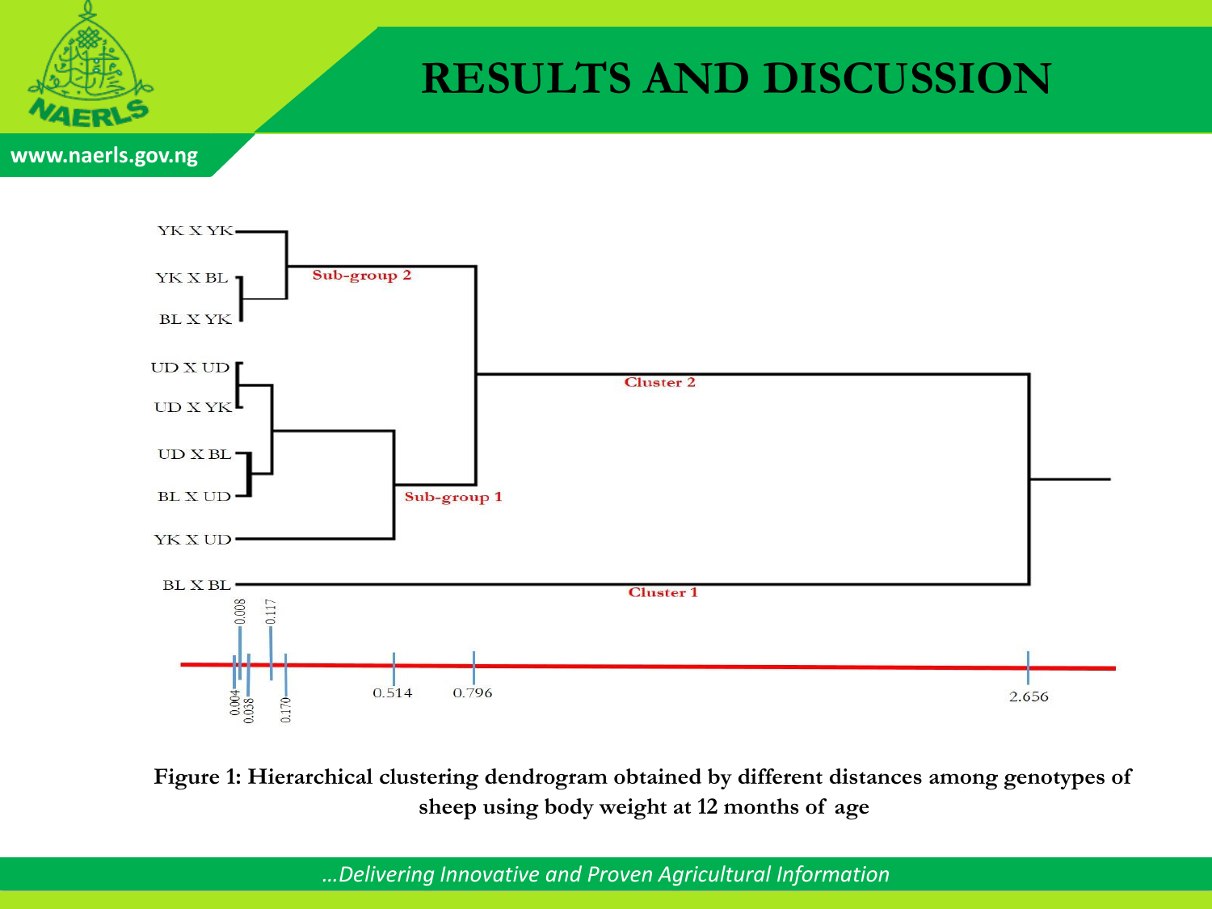# RESULTS AND DISCUSSION

Figure 1: Hierarchical clustering dendrogram obtained by different distances among genotypes of sheep using body weight at 12 months of age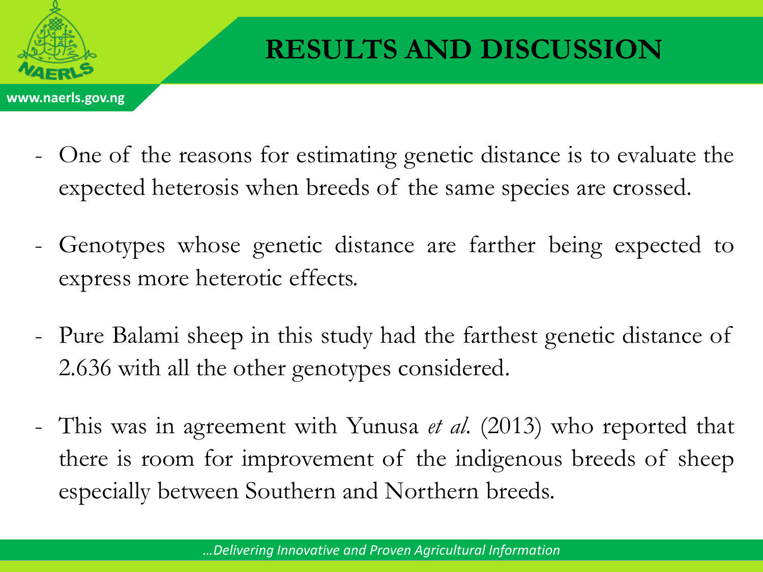# RESULTS AND DISCUSSION

- One of the reasons for estimating genetic distance is to evaluate the expected heterosis when breeds of the same species are crossed.

- Genotypes whose genetic distance are farther being expected to express more heterotic effects.

- Pure Balami sheep in this study had the farthest genetic distance of 2.636 with all the other genotypes considered.

- This was in agreement with Yunusa *et al.* (2013) who reported that there is room for improvement of the indigenous breeds of sheep especially between Southern and Northern breeds.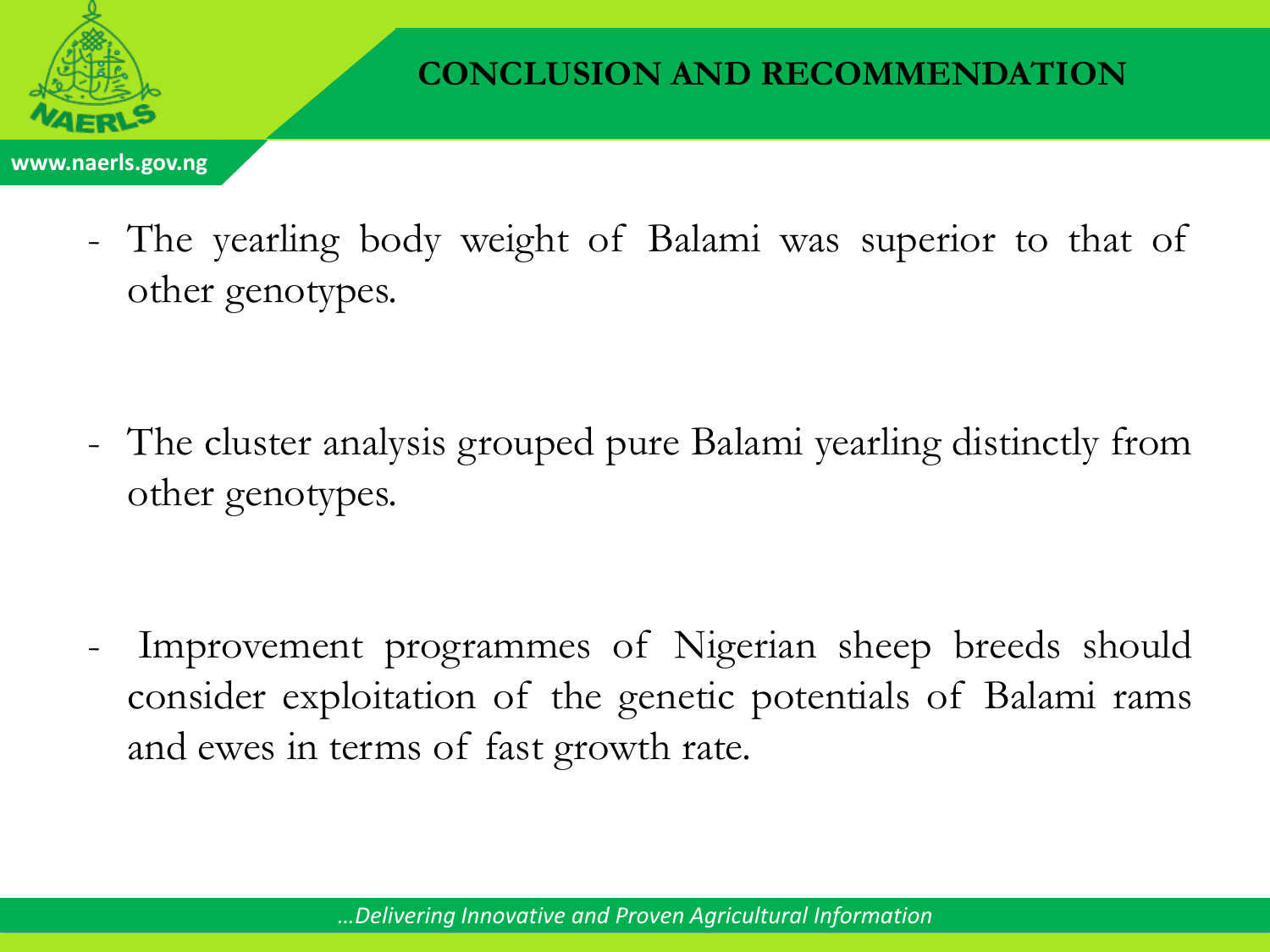# CONCLUSION AND RECOMMENDATION

- The yearling body weight of Balami was superior to that of other genotypes.

- The cluster analysis grouped pure Balami yearling distinctly from other genotypes.

- Improvement programmes of Nigerian sheep breeds should consider exploitation of the genetic potentials of Balami rams and ewes in terms of fast growth rate.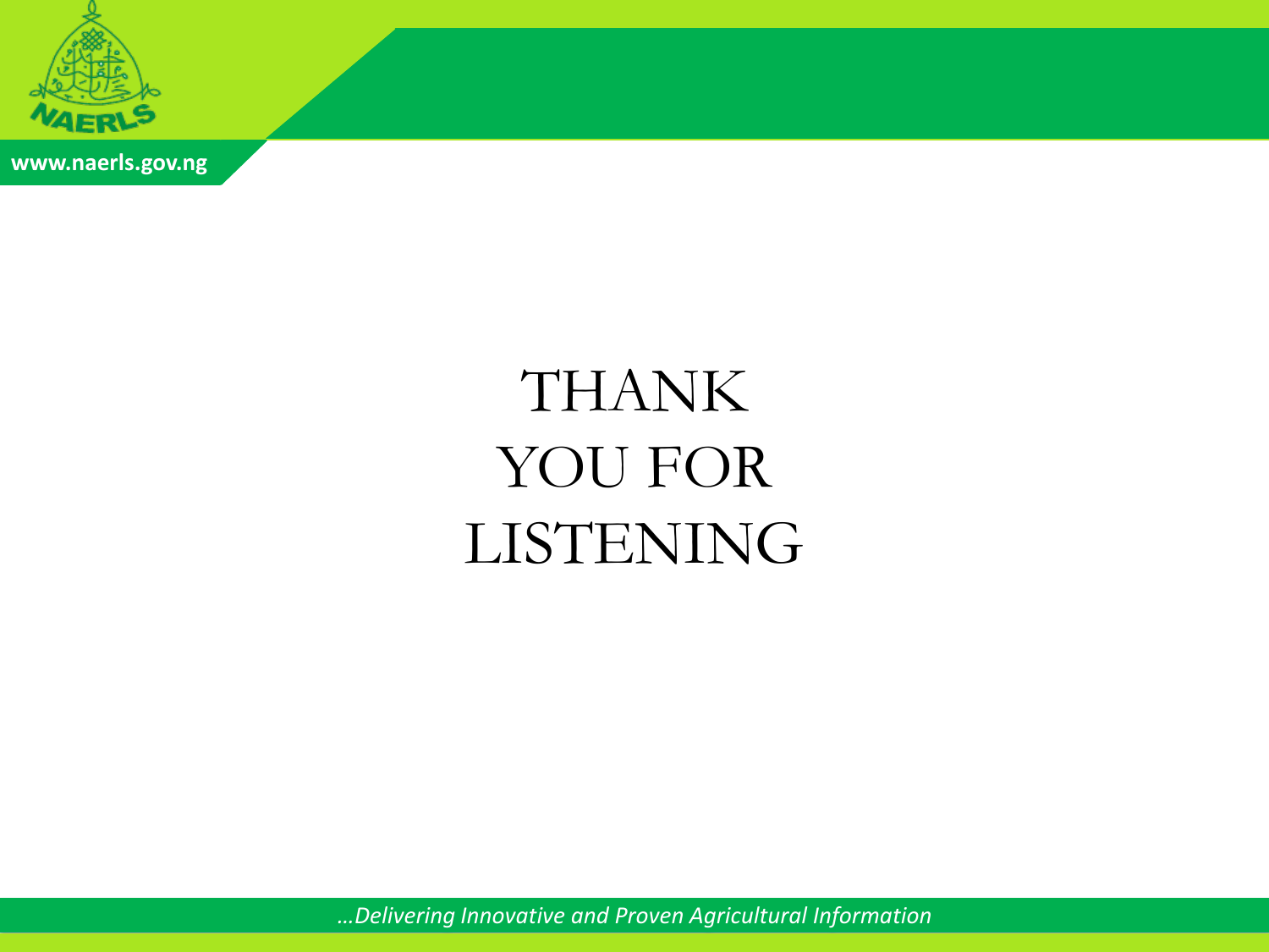# THANK YOU FOR LISTENING